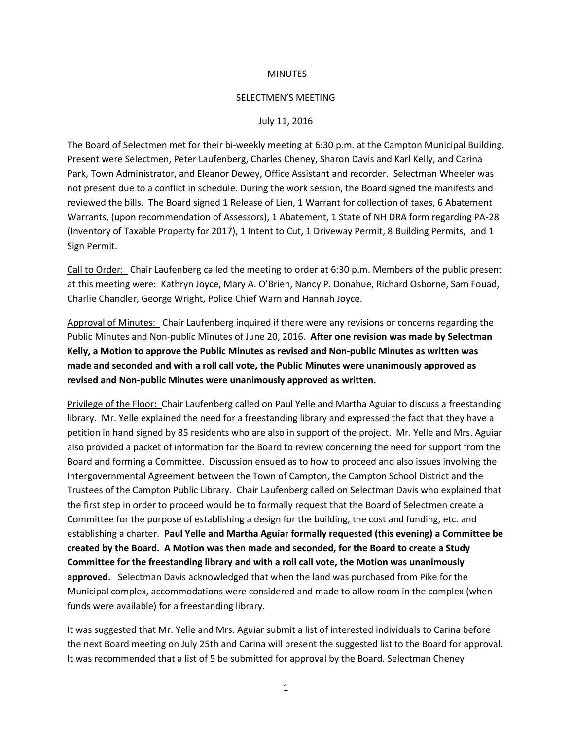MINUTES

SELECTMEN'S MEETING

July 11, 2016

The Board of Selectmen met for their bi-weekly meeting at 6:30 p.m. at the Campton Municipal Building. Present were Selectmen, Peter Laufenberg, Charles Cheney, Sharon Davis and Karl Kelly, and Carina Park, Town Administrator, and Eleanor Dewey, Office Assistant and recorder. Selectman Wheeler was not present due to a conflict in schedule. During the work session, the Board signed the manifests and reviewed the bills. The Board signed 1 Release of Lien, 1 Warrant for collection of taxes, 6 Abatement Warrants, (upon recommendation of Assessors), 1 Abatement, 1 State of NH DRA form regarding PA-28 (Inventory of Taxable Property for 2017), 1 Intent to Cut, 1 Driveway Permit, 8 Building Permits, and 1 Sign Permit.

<u>Call to Order:</u> Chair Laufenberg called the meeting to order at 6:30 p.m. Members of the public present at this meeting were: Kathryn Joyce, Mary A. O'Brien, Nancy P. Donahue, Richard Osborne, Sam Fouad, Charlie Chandler, George Wright, Police Chief Warn and Hannah Joyce.

<u>Approval of Minutes:</u> Chair Laufenberg inquired if there were any revisions or concerns regarding the Public Minutes and Non-public Minutes of June 20, 2016. **After one revision was made by Selectman Kelly, a Motion to approve the Public Minutes as revised and Non-public Minutes as written was made and seconded and with a roll call vote, the Public Minutes were unanimously approved as revised and Non-public Minutes were unanimously approved as written.**

<u>Privilege of the Floor</u>**:** Chair Laufenberg called on Paul Yelle and Martha Aguiar to discuss a freestanding library. Mr. Yelle explained the need for a freestanding library and expressed the fact that they have a petition in hand signed by 85 residents who are also in support of the project. Mr. Yelle and Mrs. Aguiar also provided a packet of information for the Board to review concerning the need for support from the Board and forming a Committee. Discussion ensued as to how to proceed and also issues involving the Intergovernmental Agreement between the Town of Campton, the Campton School District and the Trustees of the Campton Public Library. Chair Laufenberg called on Selectman Davis who explained that the first step in order to proceed would be to formally request that the Board of Selectmen create a Committee for the purpose of establishing a design for the building, the cost and funding, etc. and establishing a charter. **Paul Yelle and Martha Aguiar formally requested (this evening) a Committee be created by the Board. A Motion was then made and seconded, for the Board to create a Study Committee for the freestanding library and with a roll call vote, the Motion was unanimously approved.** Selectman Davis acknowledged that when the land was purchased from Pike for the Municipal complex, accommodations were considered and made to allow room in the complex (when funds were available) for a freestanding library.

It was suggested that Mr. Yelle and Mrs. Aguiar submit a list of interested individuals to Carina before the next Board meeting on July 25th and Carina will present the suggested list to the Board for approval. It was recommended that a list of 5 be submitted for approval by the Board. Selectman Cheney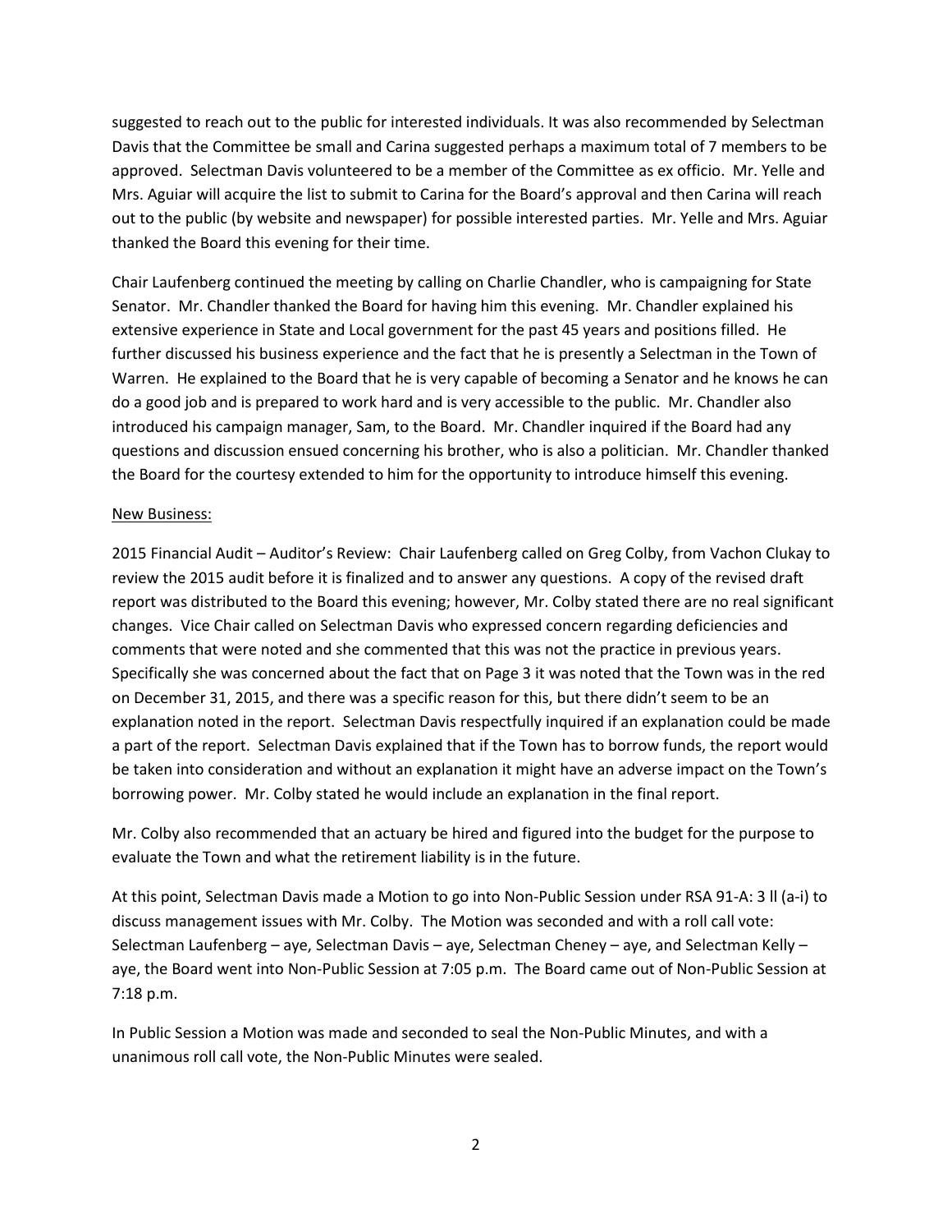suggested to reach out to the public for interested individuals. It was also recommended by Selectman Davis that the Committee be small and Carina suggested perhaps a maximum total of 7 members to be approved. Selectman Davis volunteered to be a member of the Committee as ex officio. Mr. Yelle and Mrs. Aguiar will acquire the list to submit to Carina for the Board's approval and then Carina will reach out to the public (by website and newspaper) for possible interested parties. Mr. Yelle and Mrs. Aguiar thanked the Board this evening for their time.

Chair Laufenberg continued the meeting by calling on Charlie Chandler, who is campaigning for State Senator. Mr. Chandler thanked the Board for having him this evening. Mr. Chandler explained his extensive experience in State and Local government for the past 45 years and positions filled. He further discussed his business experience and the fact that he is presently a Selectman in the Town of Warren. He explained to the Board that he is very capable of becoming a Senator and he knows he can do a good job and is prepared to work hard and is very accessible to the public. Mr. Chandler also introduced his campaign manager, Sam, to the Board. Mr. Chandler inquired if the Board had any questions and discussion ensued concerning his brother, who is also a politician. Mr. Chandler thanked the Board for the courtesy extended to him for the opportunity to introduce himself this evening.

New Business:

2015 Financial Audit – Auditor's Review: Chair Laufenberg called on Greg Colby, from Vachon Clukay to review the 2015 audit before it is finalized and to answer any questions. A copy of the revised draft report was distributed to the Board this evening; however, Mr. Colby stated there are no real significant changes. Vice Chair called on Selectman Davis who expressed concern regarding deficiencies and comments that were noted and she commented that this was not the practice in previous years. Specifically she was concerned about the fact that on Page 3 it was noted that the Town was in the red on December 31, 2015, and there was a specific reason for this, but there didn't seem to be an explanation noted in the report. Selectman Davis respectfully inquired if an explanation could be made a part of the report. Selectman Davis explained that if the Town has to borrow funds, the report would be taken into consideration and without an explanation it might have an adverse impact on the Town's borrowing power. Mr. Colby stated he would include an explanation in the final report.

Mr. Colby also recommended that an actuary be hired and figured into the budget for the purpose to evaluate the Town and what the retirement liability is in the future.

At this point, Selectman Davis made a Motion to go into Non-Public Session under RSA 91-A: 3 ll (a-i) to discuss management issues with Mr. Colby. The Motion was seconded and with a roll call vote: Selectman Laufenberg – aye, Selectman Davis – aye, Selectman Cheney – aye, and Selectman Kelly – aye, the Board went into Non-Public Session at 7:05 p.m. The Board came out of Non-Public Session at 7:18 p.m.

In Public Session a Motion was made and seconded to seal the Non-Public Minutes, and with a unanimous roll call vote, the Non-Public Minutes were sealed.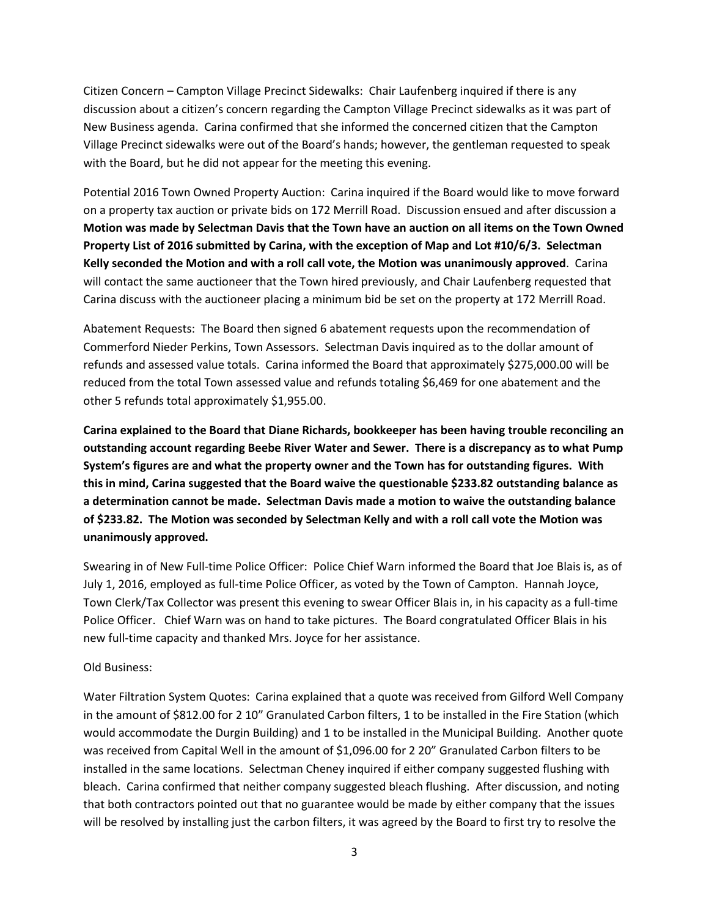Citizen Concern – Campton Village Precinct Sidewalks: Chair Laufenberg inquired if there is any discussion about a citizen's concern regarding the Campton Village Precinct sidewalks as it was part of New Business agenda. Carina confirmed that she informed the concerned citizen that the Campton Village Precinct sidewalks were out of the Board's hands; however, the gentleman requested to speak with the Board, but he did not appear for the meeting this evening.

Potential 2016 Town Owned Property Auction: Carina inquired if the Board would like to move forward on a property tax auction or private bids on 172 Merrill Road. Discussion ensued and after discussion a **Motion was made by Selectman Davis that the Town have an auction on all items on the Town Owned Property List of 2016 submitted by Carina, with the exception of Map and Lot #10/6/3. Selectman Kelly seconded the Motion and with a roll call vote, the Motion was unanimously approved**. Carina will contact the same auctioneer that the Town hired previously, and Chair Laufenberg requested that Carina discuss with the auctioneer placing a minimum bid be set on the property at 172 Merrill Road.

Abatement Requests: The Board then signed 6 abatement requests upon the recommendation of Commerford Nieder Perkins, Town Assessors. Selectman Davis inquired as to the dollar amount of refunds and assessed value totals. Carina informed the Board that approximately $275,000.00 will be reduced from the total Town assessed value and refunds totaling $6,469 for one abatement and the other 5 refunds total approximately $1,955.00.

**Carina explained to the Board that Diane Richards, bookkeeper has been having trouble reconciling an outstanding account regarding Beebe River Water and Sewer. There is a discrepancy as to what Pump System's figures are and what the property owner and the Town has for outstanding figures. With this in mind, Carina suggested that the Board waive the questionable $233.82 outstanding balance as a determination cannot be made. Selectman Davis made a motion to waive the outstanding balance of $233.82. The Motion was seconded by Selectman Kelly and with a roll call vote the Motion was unanimously approved.**

Swearing in of New Full-time Police Officer: Police Chief Warn informed the Board that Joe Blais is, as of July 1, 2016, employed as full-time Police Officer, as voted by the Town of Campton. Hannah Joyce, Town Clerk/Tax Collector was present this evening to swear Officer Blais in, in his capacity as a full-time Police Officer. Chief Warn was on hand to take pictures. The Board congratulated Officer Blais in his new full-time capacity and thanked Mrs. Joyce for her assistance.

Old Business:

Water Filtration System Quotes: Carina explained that a quote was received from Gilford Well Company in the amount of $812.00 for 2 10" Granulated Carbon filters, 1 to be installed in the Fire Station (which would accommodate the Durgin Building) and 1 to be installed in the Municipal Building. Another quote was received from Capital Well in the amount of $1,096.00 for 2 20" Granulated Carbon filters to be installed in the same locations. Selectman Cheney inquired if either company suggested flushing with bleach. Carina confirmed that neither company suggested bleach flushing. After discussion, and noting that both contractors pointed out that no guarantee would be made by either company that the issues will be resolved by installing just the carbon filters, it was agreed by the Board to first try to resolve the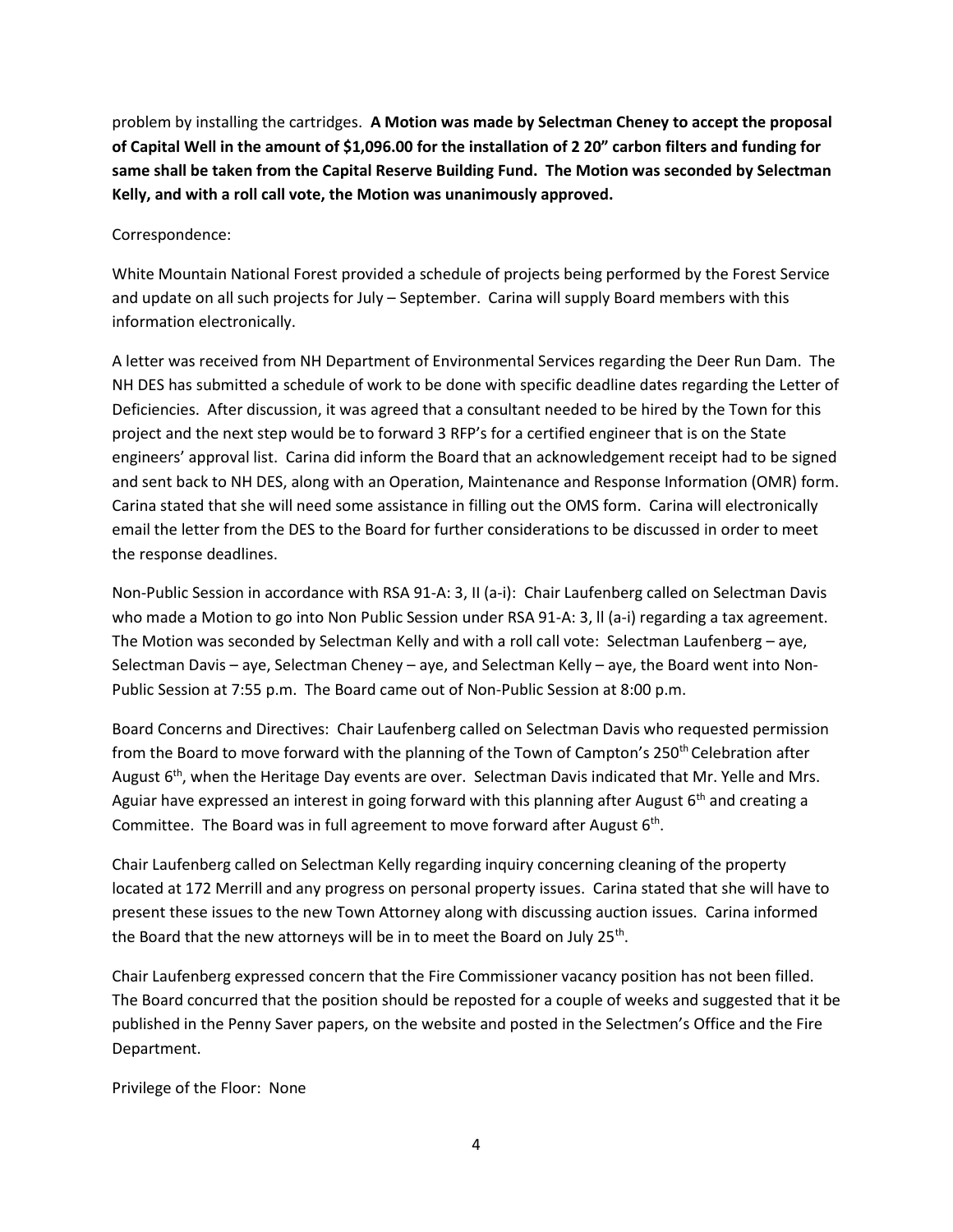problem by installing the cartridges. **A Motion was made by Selectman Cheney to accept the proposal of Capital Well in the amount of $1,096.00 for the installation of 2 20" carbon filters and funding for same shall be taken from the Capital Reserve Building Fund. The Motion was seconded by Selectman Kelly, and with a roll call vote, the Motion was unanimously approved.**

Correspondence:

White Mountain National Forest provided a schedule of projects being performed by the Forest Service and update on all such projects for July – September. Carina will supply Board members with this information electronically.

A letter was received from NH Department of Environmental Services regarding the Deer Run Dam. The NH DES has submitted a schedule of work to be done with specific deadline dates regarding the Letter of Deficiencies. After discussion, it was agreed that a consultant needed to be hired by the Town for this project and the next step would be to forward 3 RFP's for a certified engineer that is on the State engineers' approval list. Carina did inform the Board that an acknowledgement receipt had to be signed and sent back to NH DES, along with an Operation, Maintenance and Response Information (OMR) form. Carina stated that she will need some assistance in filling out the OMS form. Carina will electronically email the letter from the DES to the Board for further considerations to be discussed in order to meet the response deadlines.

Non-Public Session in accordance with RSA 91-A: 3, II (a-i): Chair Laufenberg called on Selectman Davis who made a Motion to go into Non Public Session under RSA 91-A: 3, ll (a-i) regarding a tax agreement. The Motion was seconded by Selectman Kelly and with a roll call vote: Selectman Laufenberg – aye, Selectman Davis – aye, Selectman Cheney – aye, and Selectman Kelly – aye, the Board went into Non-Public Session at 7:55 p.m. The Board came out of Non-Public Session at 8:00 p.m.

Board Concerns and Directives: Chair Laufenberg called on Selectman Davis who requested permission from the Board to move forward with the planning of the Town of Campton's 250th Celebration after August 6th, when the Heritage Day events are over. Selectman Davis indicated that Mr. Yelle and Mrs. Aguiar have expressed an interest in going forward with this planning after August 6th and creating a Committee. The Board was in full agreement to move forward after August 6th.

Chair Laufenberg called on Selectman Kelly regarding inquiry concerning cleaning of the property located at 172 Merrill and any progress on personal property issues. Carina stated that she will have to present these issues to the new Town Attorney along with discussing auction issues. Carina informed the Board that the new attorneys will be in to meet the Board on July 25th.

Chair Laufenberg expressed concern that the Fire Commissioner vacancy position has not been filled. The Board concurred that the position should be reposted for a couple of weeks and suggested that it be published in the Penny Saver papers, on the website and posted in the Selectmen's Office and the Fire Department.

Privilege of the Floor: None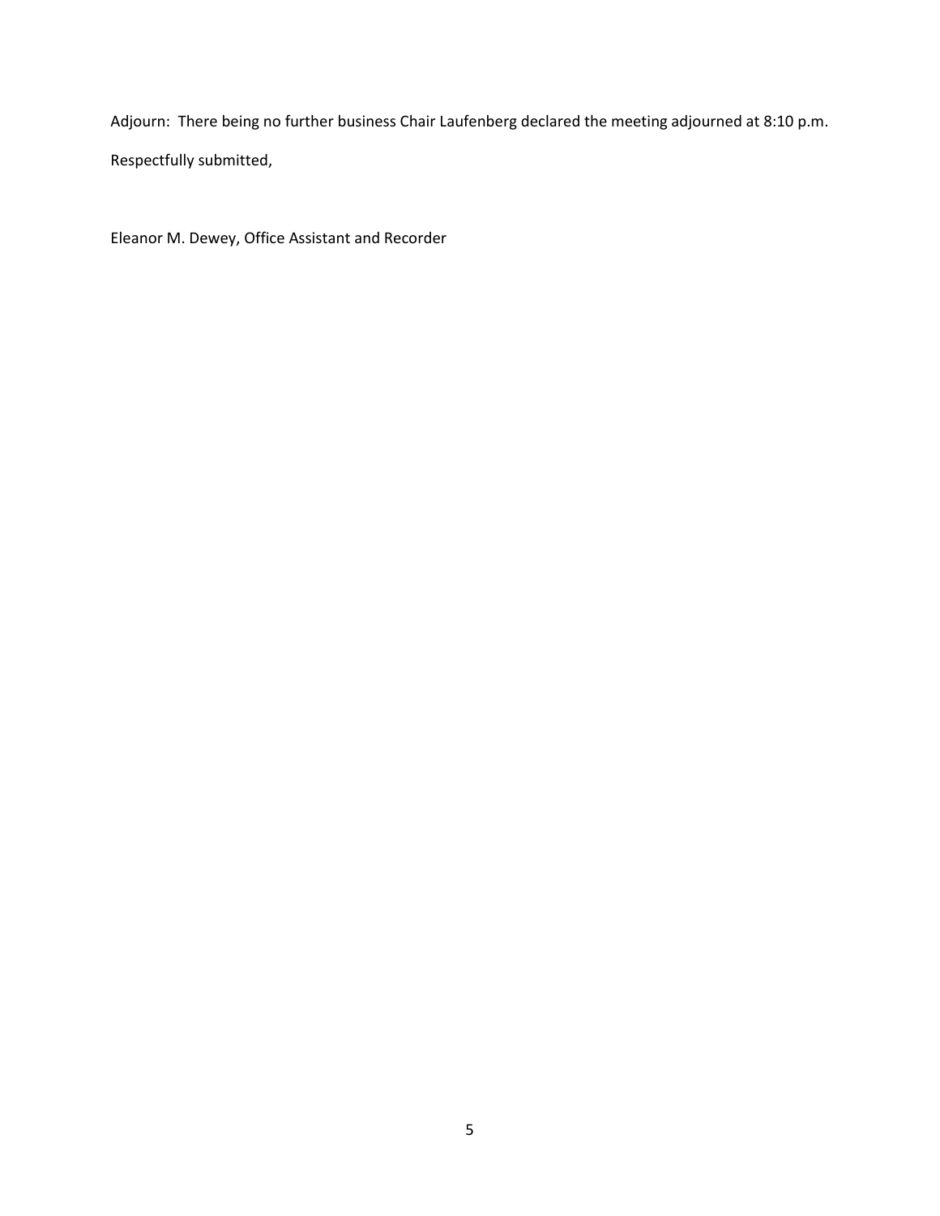Adjourn: There being no further business Chair Laufenberg declared the meeting adjourned at 8:10 p.m.

Respectfully submitted,

Eleanor M. Dewey, Office Assistant and Recorder